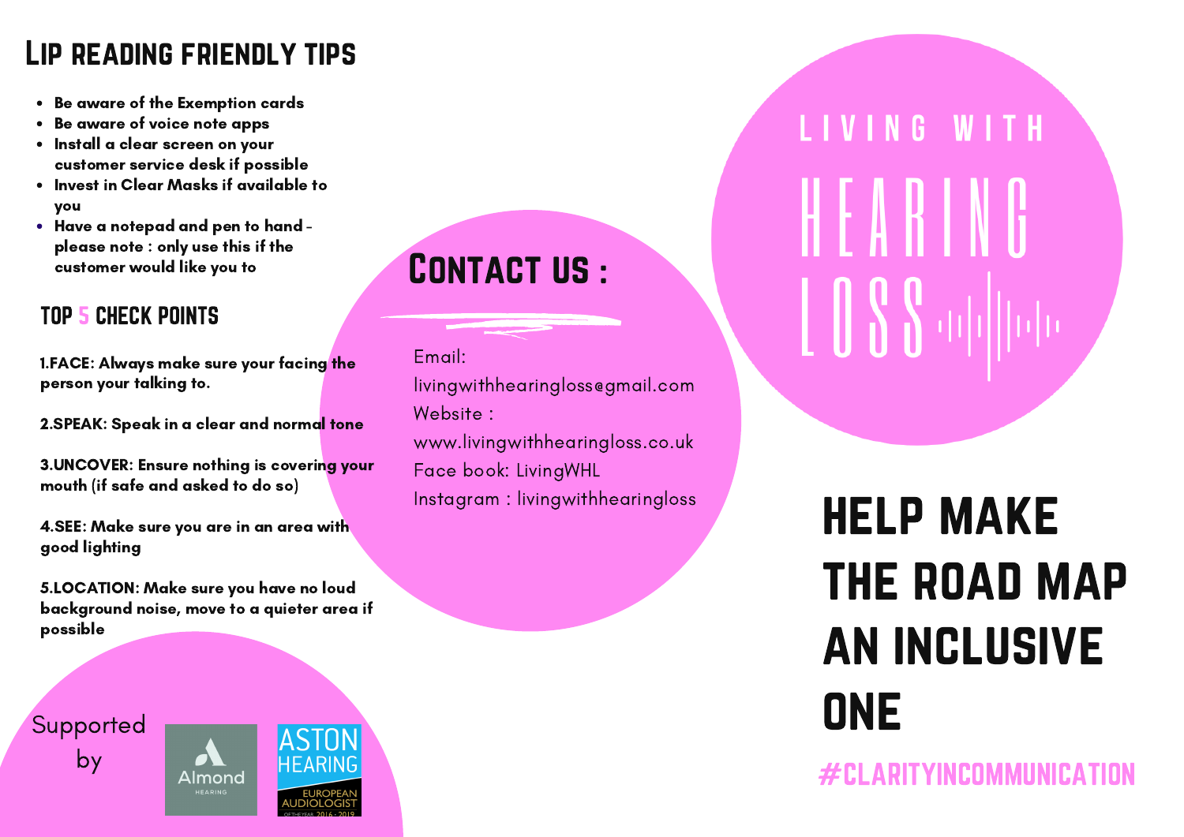## Lip reading friendly tips

- **Be aware of the Exemption cards**
- **Be aware of voice note apps**
- **Install a clear screen on your customer service desk if possible**
- **Invest in Clear Masks if available to you**
- **Have a notepad and pen to hand - please note : only use this if the customer would like you to**

### TOP 5 CHECK POINTS

**1.FACE: Always make sure your facing the person your talking to.**

**2.SPEAK: Speak in a clear and normal tone**

**3.UNCOVER: Ensure nothing is covering your mouth (if safe and asked to do so)**

**4.SEE: Make sure you are in an area with good lighting**

**5.LOCATION: Make sure you have no loud background noise, move to a quieter area if possible**

Supported by

Almond HEARING

ASTON HEARING EUROPEAN AUDIOLOGIST OF THE YEAR 2016 - 2019

## Contact us :

Email: livingwithhearingloss@gmail.com
Website : www.livingwithhearingloss.co.uk
Face book: LivingWHL
Instagram : livingwithhearingloss

# LIVING WITH HEARING LOSS

# HELP MAKE THE ROAD MAP AN INCLUSIVE ONE

#CLARITYINCOMMUNICATION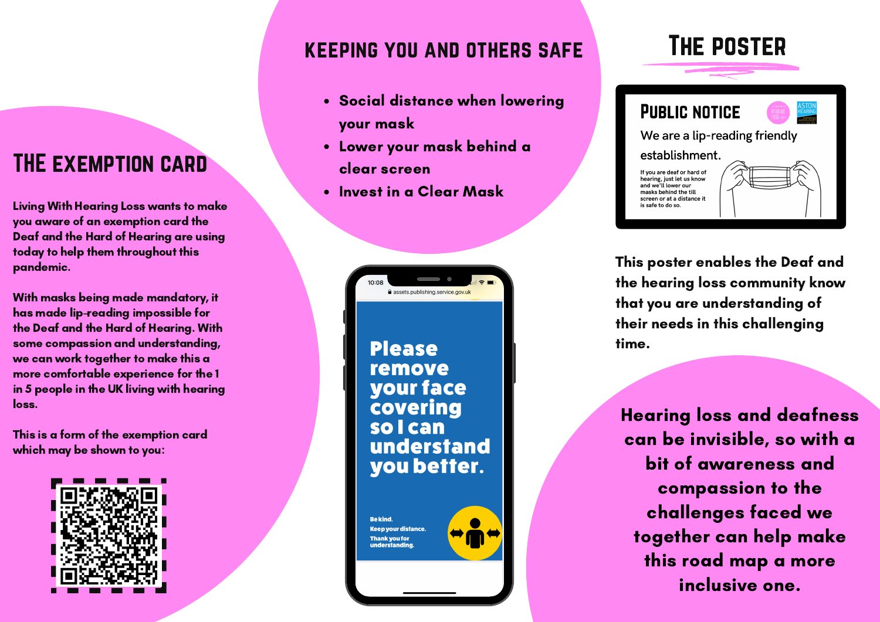## THE EXEMPTION CARD

Living With Hearing Loss wants to make you aware of an exemption card the Deaf and the Hard of Hearing are using today to help them throughout this pandemic.

With masks being made mandatory, it has made lip-reading impossible for the Deaf and the Hard of Hearing. With some compassion and understanding, we can work together to make this a more comfortable experience for the 1 in 5 people in the UK living with hearing loss.

This is a form of the exemption card which may be shown to you:

10:08
assets.publishing.service.gov.uk

Please remove your face covering so I can understand you better.

Be kind.
Keep your distance.
Thank you for understanding.

## KEEPING YOU AND OTHERS SAFE

- Social distance when lowering your mask
- Lower your mask behind a clear screen
- Invest in a Clear Mask

## THE POSTER

PUBLIC NOTICE

We are a lip-reading friendly establishment.

If you are deaf or hard of hearing, just let us know and we'll lower our masks behind the till screen or at a distance it is safe to do so.

This poster enables the Deaf and the hearing loss community know that you are understanding of their needs in this challenging time.

**Hearing loss and deafness can be invisible, so with a bit of awareness and compassion to the challenges faced we together can help make this road map a more inclusive one.**